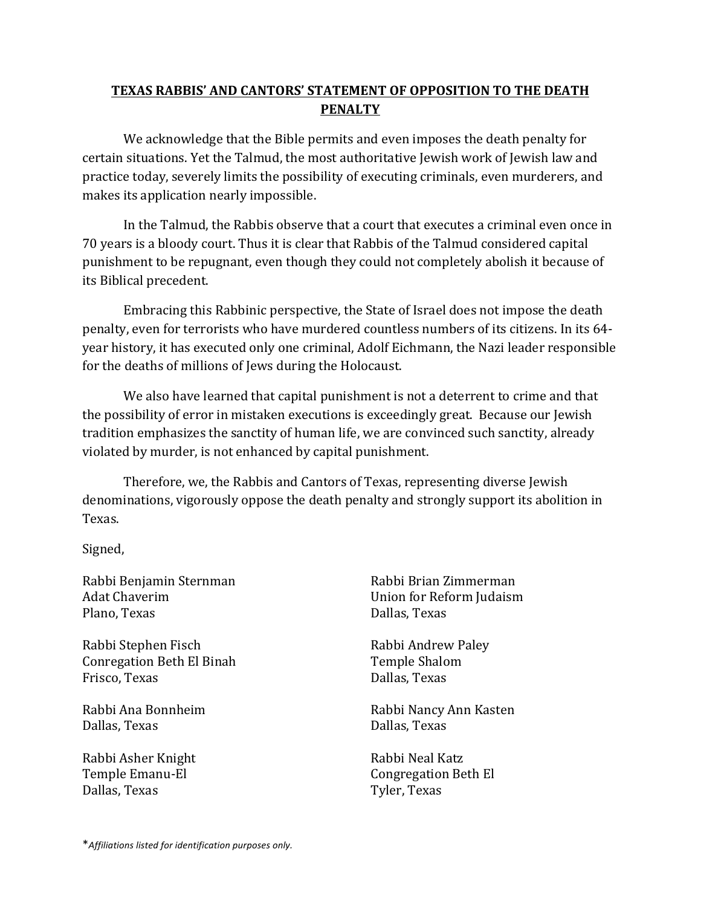## **TEXAS RABBIS' AND CANTORS' STATEMENT OF OPPOSITION TO THE DEATH PENALTY**

We acknowledge that the Bible permits and even imposes the death penalty for certain situations. Yet the Talmud, the most authoritative Jewish work of Jewish law and practice today, severely limits the possibility of executing criminals, even murderers, and makes its application nearly impossible.

In the Talmud, the Rabbis observe that a court that executes a criminal even once in 70 years is a bloody court. Thus it is clear that Rabbis of the Talmud considered capital punishment to be repugnant, even though they could not completely abolish it because of its Biblical precedent.

Embracing this Rabbinic perspective, the State of Israel does not impose the death penalty, even for terrorists who have murdered countless numbers of its citizens. In its 64-year history, it has executed only one criminal, Adolf Eichmann, the Nazi leader responsible for the deaths of millions of Jews during the Holocaust.

We also have learned that capital punishment is not a deterrent to crime and that the possibility of error in mistaken executions is exceedingly great. Because our Jewish tradition emphasizes the sanctity of human life, we are convinced such sanctity, already violated by murder, is not enhanced by capital punishment.

Therefore, we, the Rabbis and Cantors of Texas, representing diverse Jewish denominations, vigorously oppose the death penalty and strongly support its abolition in Texas.

Signed,

Rabbi Benjamin Sternman
Adat Chaverim
Plano, Texas

Rabbi Stephen Fisch
Conregation Beth El Binah
Frisco, Texas

Rabbi Ana Bonnheim
Dallas, Texas

Rabbi Asher Knight
Temple Emanu-El
Dallas, Texas

Rabbi Brian Zimmerman
Union for Reform Judaism
Dallas, Texas

Rabbi Andrew Paley
Temple Shalom
Dallas, Texas

Rabbi Nancy Ann Kasten
Dallas, Texas

Rabbi Neal Katz
Congregation Beth El
Tyler, Texas

\**Affiliations listed for identification purposes only.*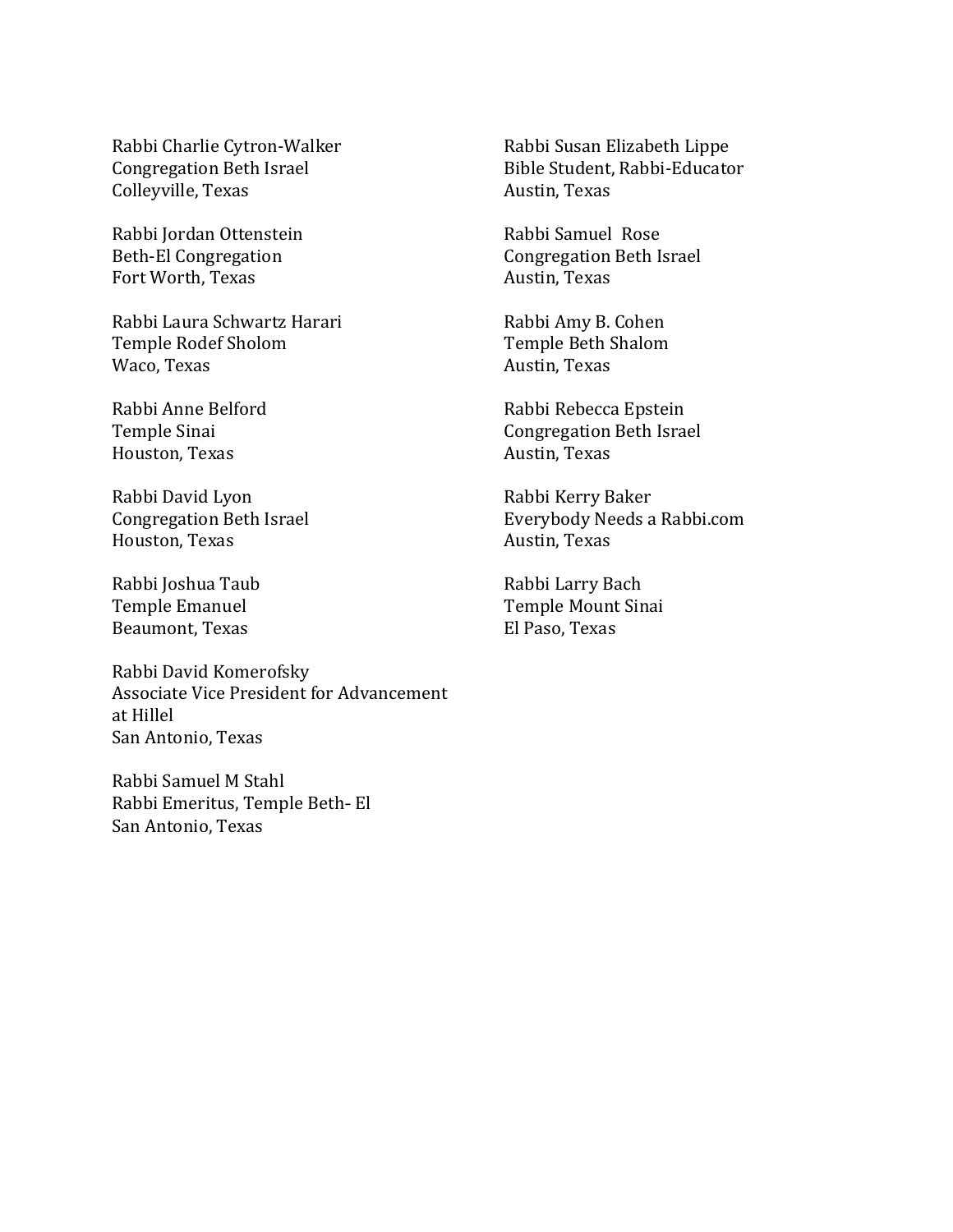Rabbi Charlie Cytron-Walker
Congregation Beth Israel
Colleyville, Texas

Rabbi Jordan Ottenstein
Beth-El Congregation
Fort Worth, Texas

Rabbi Laura Schwartz Harari
Temple Rodef Sholom
Waco, Texas

Rabbi Anne Belford
Temple Sinai
Houston, Texas

Rabbi David Lyon
Congregation Beth Israel
Houston, Texas

Rabbi Joshua Taub
Temple Emanuel
Beaumont, Texas

Rabbi David Komerofsky
Associate Vice President for Advancement at Hillel
San Antonio, Texas

Rabbi Samuel M Stahl
Rabbi Emeritus, Temple Beth- El
San Antonio, Texas

Rabbi Susan Elizabeth Lippe
Bible Student, Rabbi-Educator
Austin, Texas

Rabbi Samuel Rose
Congregation Beth Israel
Austin, Texas

Rabbi Amy B. Cohen
Temple Beth Shalom
Austin, Texas

Rabbi Rebecca Epstein
Congregation Beth Israel
Austin, Texas

Rabbi Kerry Baker
Everybody Needs a Rabbi.com
Austin, Texas

Rabbi Larry Bach
Temple Mount Sinai
El Paso, Texas